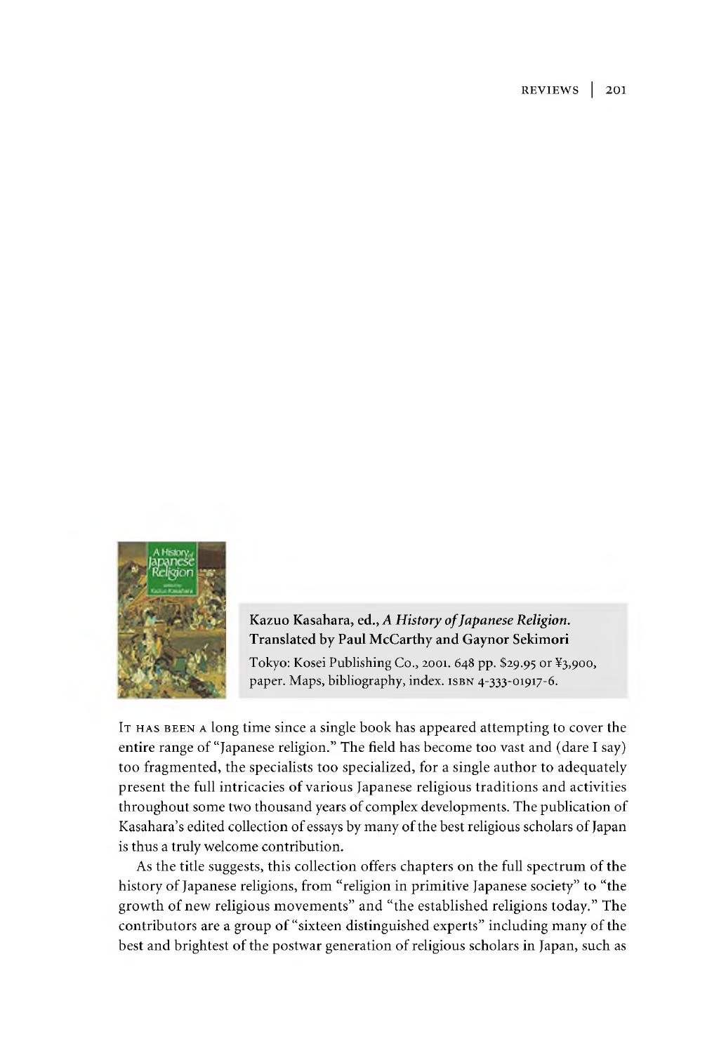**Kazuo Kasahara, ed., *A History of Japanese Religion*. Translated by Paul McCarthy and Gaynor Sekimori**

Tokyo: Kosei Publishing Co., 2001. 648 pp. $29.95 or ¥3,900, paper. Maps, bibliography, index. ISBN 4-333-01917-6.

IT HAS BEEN A long time since a single book has appeared attempting to cover the entire range of "Japanese religion." The field has become too vast and (dare I say) too fragmented, the specialists too specialized, for a single author to adequately present the full intricacies of various Japanese religious traditions and activities throughout some two thousand years of complex developments. The publication of Kasahara's edited collection of essays by many of the best religious scholars of Japan is thus a truly welcome contribution.

As the title suggests, this collection offers chapters on the full spectrum of the history of Japanese religions, from "religion in primitive Japanese society" to "the growth of new religious movements" and "the established religions today." The contributors are a group of "sixteen distinguished experts" including many of the best and brightest of the postwar generation of religious scholars in Japan, such as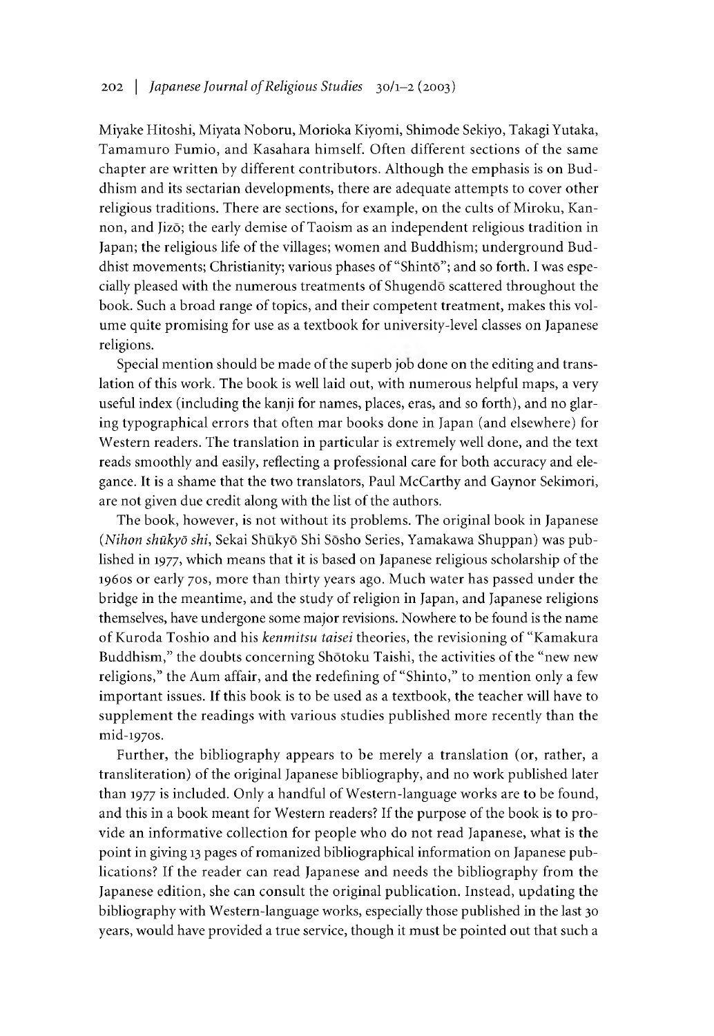Miyake Hitoshi, Miyata Noboru, Morioka Kiyomi, Shimode Sekiyo, Takagi Yutaka, Tamamuro Fumio, and Kasahara himself. Often different sections of the same chapter are written by different contributors. Although the emphasis is on Buddhism and its sectarian developments, there are adequate attempts to cover other religious traditions. There are sections, for example, on the cults of Miroku, Kannon, and Jizō; the early demise of Taoism as an independent religious tradition in Japan; the religious life of the villages; women and Buddhism; underground Buddhist movements; Christianity; various phases of "Shintō"; and so forth. I was especially pleased with the numerous treatments of Shugendō scattered throughout the book. Such a broad range of topics, and their competent treatment, makes this volume quite promising for use as a textbook for university-level classes on Japanese religions.

Special mention should be made of the superb job done on the editing and translation of this work. The book is well laid out, with numerous helpful maps, a very useful index (including the kanji for names, places, eras, and so forth), and no glaring typographical errors that often mar books done in Japan (and elsewhere) for Western readers. The translation in particular is extremely well done, and the text reads smoothly and easily, reflecting a professional care for both accuracy and elegance. It is a shame that the two translators, Paul McCarthy and Gaynor Sekimori, are not given due credit along with the list of the authors.

The book, however, is not without its problems. The original book in Japanese (*Nihon shūkyō shi*, Sekai Shūkyō Shi Sōsho Series, Yamakawa Shuppan) was published in 1977, which means that it is based on Japanese religious scholarship of the 1960s or early 70s, more than thirty years ago. Much water has passed under the bridge in the meantime, and the study of religion in Japan, and Japanese religions themselves, have undergone some major revisions. Nowhere to be found is the name of Kuroda Toshio and his *kenmitsu taisei* theories, the revisioning of "Kamakura Buddhism," the doubts concerning Shōtoku Taishi, the activities of the "new new religions," the Aum affair, and the redefining of "Shinto," to mention only a few important issues. If this book is to be used as a textbook, the teacher will have to supplement the readings with various studies published more recently than the mid-1970s.

Further, the bibliography appears to be merely a translation (or, rather, a transliteration) of the original Japanese bibliography, and no work published later than 1977 is included. Only a handful of Western-language works are to be found, and this in a book meant for Western readers? If the purpose of the book is to provide an informative collection for people who do not read Japanese, what is the point in giving 13 pages of romanized bibliographical information on Japanese publications? If the reader can read Japanese and needs the bibliography from the Japanese edition, she can consult the original publication. Instead, updating the bibliography with Western-language works, especially those published in the last 30 years, would have provided a true service, though it must be pointed out that such a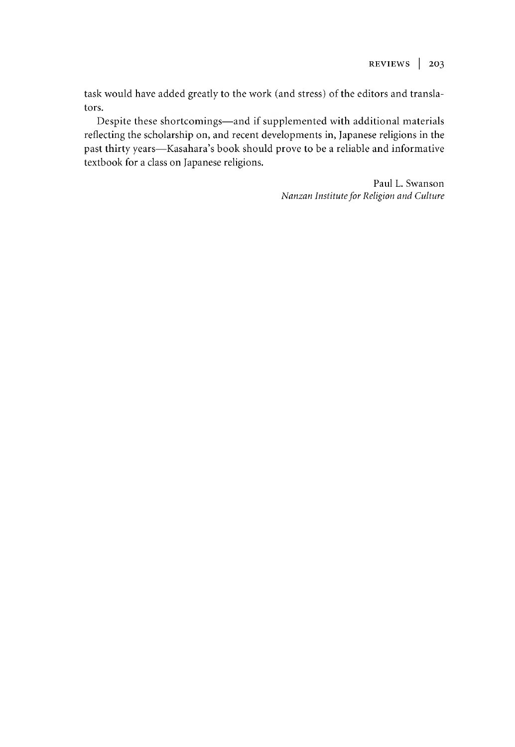task would have added greatly to the work (and stress) of the editors and translators.

Despite these shortcomings—and if supplemented with additional materials reflecting the scholarship on, and recent developments in, Japanese religions in the past thirty years—Kasahara's book should prove to be a reliable and informative textbook for a class on Japanese religions.

Paul L. Swanson
*Nanzan Institute for Religion and Culture*